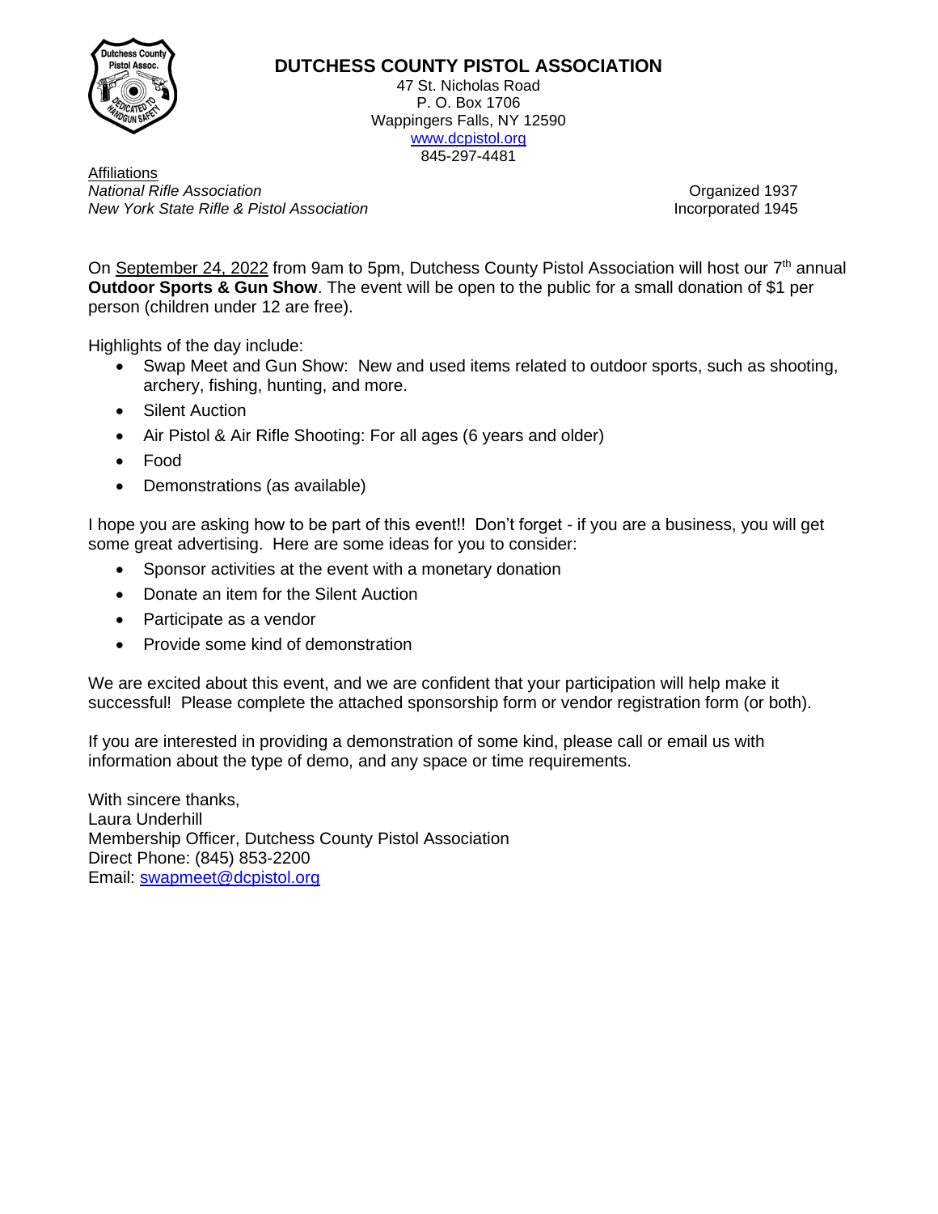# DUTCHESS COUNTY PISTOL ASSOCIATION

47 St. Nicholas Road
P. O. Box 1706
Wappingers Falls, NY 12590
www.dcpistol.org
845-297-4481

Affiliations
*National Rifle Association*
*New York State Rifle & Pistol Association*

Organized 1937
Incorporated 1945

On September 24, 2022 from 9am to 5pm, Dutchess County Pistol Association will host our 7th annual **Outdoor Sports & Gun Show**. The event will be open to the public for a small donation of $1 per person (children under 12 are free).

Highlights of the day include:

- Swap Meet and Gun Show: New and used items related to outdoor sports, such as shooting, archery, fishing, hunting, and more.
- Silent Auction
- Air Pistol & Air Rifle Shooting: For all ages (6 years and older)
- Food
- Demonstrations (as available)

I hope you are asking how to be part of this event!! Don't forget - if you are a business, you will get some great advertising. Here are some ideas for you to consider:

- Sponsor activities at the event with a monetary donation
- Donate an item for the Silent Auction
- Participate as a vendor
- Provide some kind of demonstration

We are excited about this event, and we are confident that your participation will help make it successful! Please complete the attached sponsorship form or vendor registration form (or both).

If you are interested in providing a demonstration of some kind, please call or email us with information about the type of demo, and any space or time requirements.

With sincere thanks,
Laura Underhill
Membership Officer, Dutchess County Pistol Association
Direct Phone: (845) 853-2200
Email: swapmeet@dcpistol.org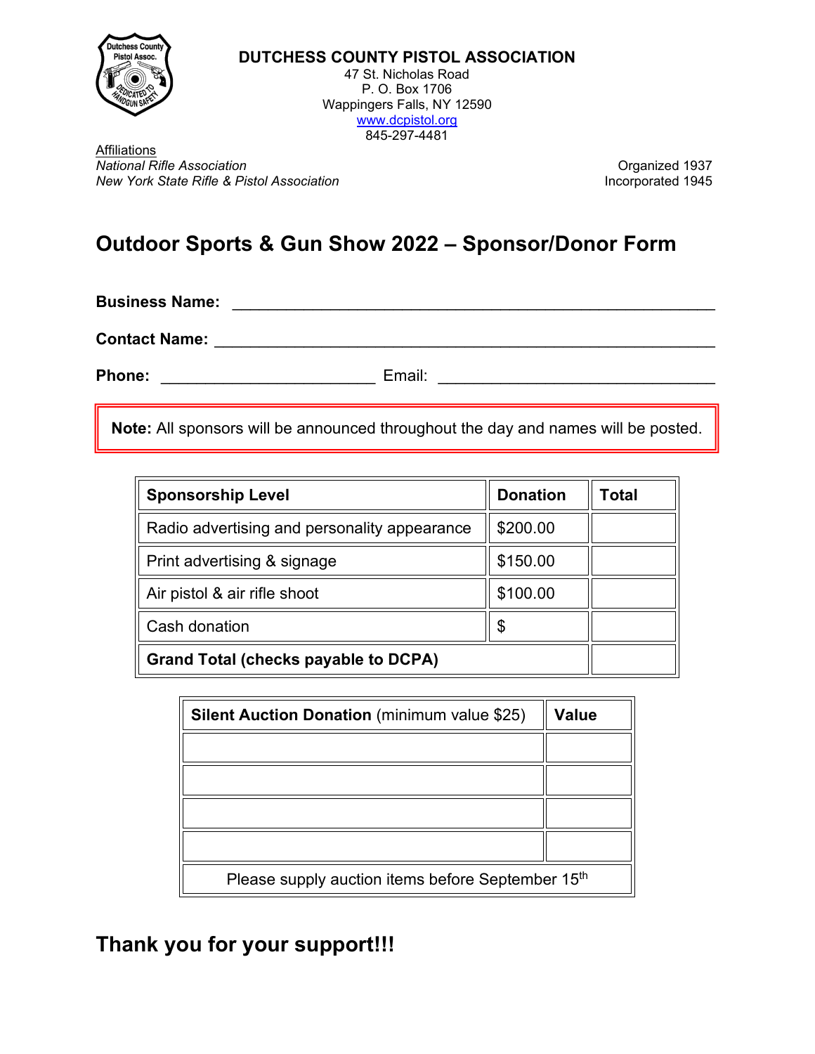**DUTCHESS COUNTY PISTOL ASSOCIATION**
47 St. Nicholas Road
P. O. Box 1706
Wappingers Falls, NY 12590
www.dcpistol.org
845-297-4481

Affiliations
*National Rifle Association*
*New York State Rifle & Pistol Association*

Organized 1937
Incorporated 1945

# Outdoor Sports & Gun Show 2022 – Sponsor/Donor Form

**Business Name:** ______________________________________________

**Contact Name:** ______________________________________________

**Phone:** ______________________ Email: ______________________________

**Note:** All sponsors will be announced throughout the day and names will be posted.

| Sponsorship Level | Donation | Total |
|---|---|---|
| Radio advertising and personality appearance | $200.00 | |
| Print advertising & signage | $150.00 | |
| Air pistol & air rifle shoot | $100.00 | |
| Cash donation | $ | |
| **Grand Total (checks payable to DCPA)** | | |

| **Silent Auction Donation** (minimum value $25) | **Value** |
|---|---|
| | |
| | |
| | |
| | |
| Please supply auction items before September 15th | |

## Thank you for your support!!!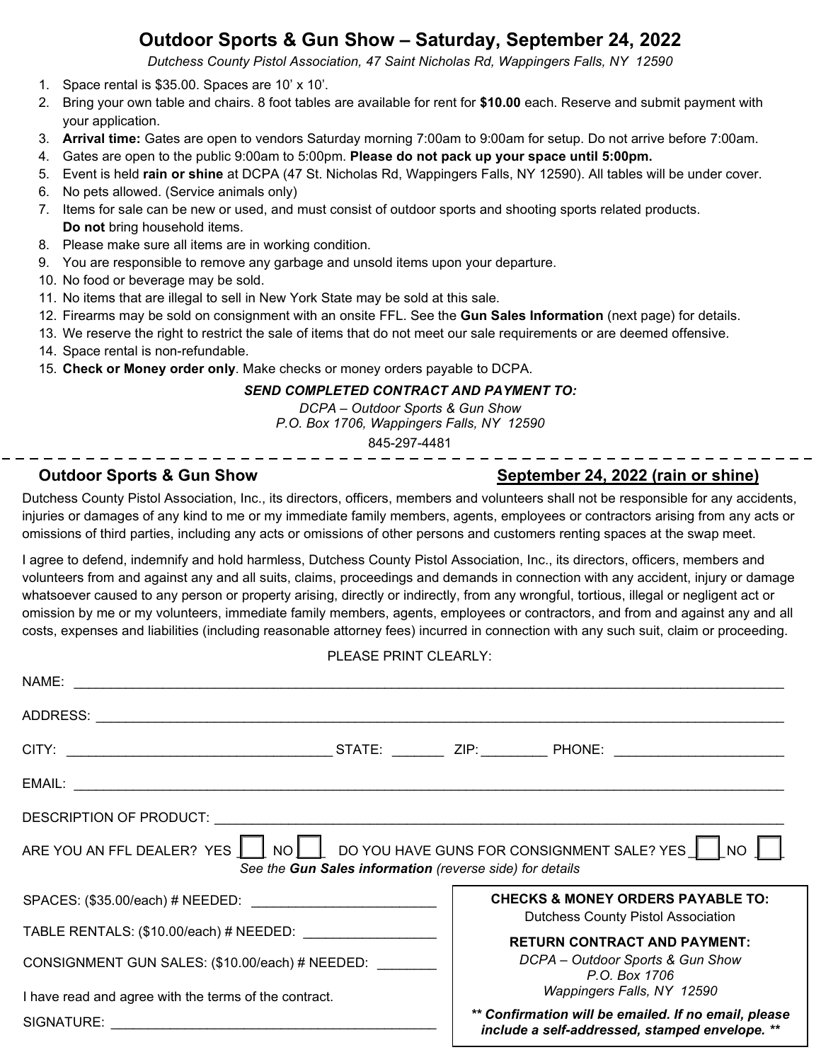# Outdoor Sports & Gun Show – Saturday, September 24, 2022

*Dutchess County Pistol Association, 47 Saint Nicholas Rd, Wappingers Falls, NY 12590*

1. Space rental is $35.00. Spaces are 10' x 10'.
2. Bring your own table and chairs. 8 foot tables are available for rent for **$10.00** each. Reserve and submit payment with your application.
3. **Arrival time:** Gates are open to vendors Saturday morning 7:00am to 9:00am for setup. Do not arrive before 7:00am.
4. Gates are open to the public 9:00am to 5:00pm. **Please do not pack up your space until 5:00pm.**
5. Event is held **rain or shine** at DCPA (47 St. Nicholas Rd, Wappingers Falls, NY 12590). All tables will be under cover.
6. No pets allowed. (Service animals only)
7. Items for sale can be new or used, and must consist of outdoor sports and shooting sports related products. **Do not** bring household items.
8. Please make sure all items are in working condition.
9. You are responsible to remove any garbage and unsold items upon your departure.
10. No food or beverage may be sold.
11. No items that are illegal to sell in New York State may be sold at this sale.
12. Firearms may be sold on consignment with an onsite FFL. See the **Gun Sales Information** (next page) for details.
13. We reserve the right to restrict the sale of items that do not meet our sale requirements or are deemed offensive.
14. Space rental is non-refundable.
15. **Check or Money order only**. Make checks or money orders payable to DCPA.

***SEND COMPLETED CONTRACT AND PAYMENT TO:***

*DCPA – Outdoor Sports & Gun Show*
*P.O. Box 1706, Wappingers Falls, NY 12590*
845-297-4481

---

## Outdoor Sports & Gun Show

**September 24, 2022 (rain or shine)**

Dutchess County Pistol Association, Inc., its directors, officers, members and volunteers shall not be responsible for any accidents, injuries or damages of any kind to me or my immediate family members, agents, employees or contractors arising from any acts or omissions of third parties, including any acts or omissions of other persons and customers renting spaces at the swap meet.

I agree to defend, indemnify and hold harmless, Dutchess County Pistol Association, Inc., its directors, officers, members and volunteers from and against any and all suits, claims, proceedings and demands in connection with any accident, injury or damage whatsoever caused to any person or property arising, directly or indirectly, from any wrongful, tortious, illegal or negligent act or omission by me or my volunteers, immediate family members, agents, employees or contractors, and from and against any and all costs, expenses and liabilities (including reasonable attorney fees) incurred in connection with any such suit, claim or proceeding.

PLEASE PRINT CLEARLY:

NAME: ______________________________________________

ADDRESS: ______________________________________________

CITY: ____________________ STATE: _______ ZIP: _________ PHONE: ____________________

EMAIL: ______________________________________________

DESCRIPTION OF PRODUCT: ______________________________________________

ARE YOU AN FFL DEALER? YES ☐ NO ☐ DO YOU HAVE GUNS FOR CONSIGNMENT SALE? YES ☐ NO ☐

*See the **Gun Sales information** (reverse side) for details*

SPACES: ($35.00/each) # NEEDED: ____________________

TABLE RENTALS: ($10.00/each) # NEEDED: ____________________

CONSIGNMENT GUN SALES: ($10.00/each) # NEEDED: ________

I have read and agree with the terms of the contract.

SIGNATURE: ______________________________________________

**CHECKS & MONEY ORDERS PAYABLE TO:**
Dutchess County Pistol Association

**RETURN CONTRACT AND PAYMENT:**
*DCPA – Outdoor Sports & Gun Show*
*P.O. Box 1706*
*Wappingers Falls, NY 12590*

***\*\* Confirmation will be emailed. If no email, please include a self-addressed, stamped envelope. \*\****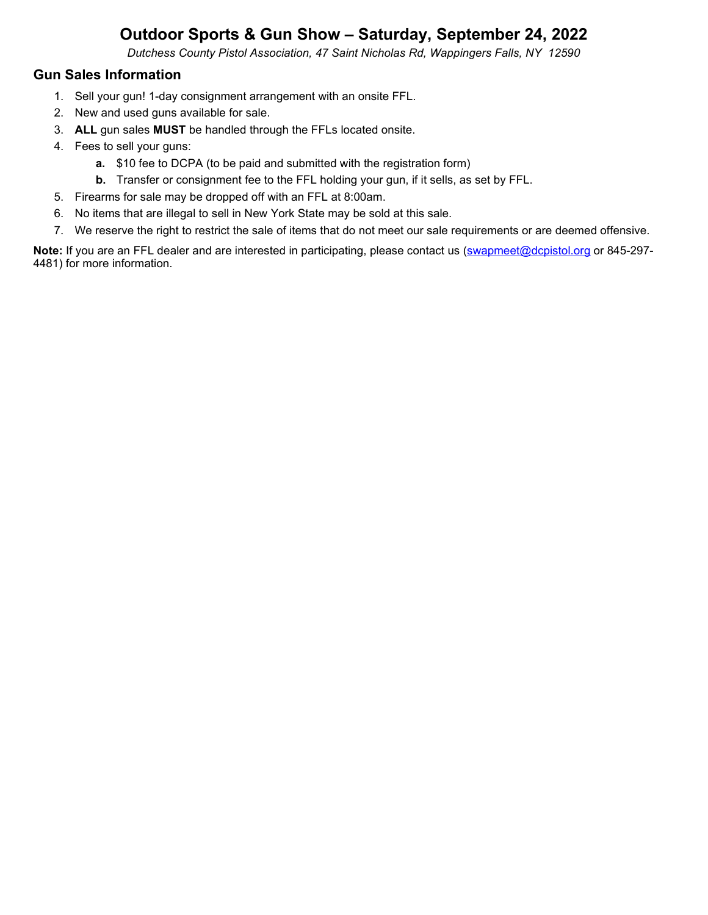# Outdoor Sports & Gun Show – Saturday, September 24, 2022

*Dutchess County Pistol Association, 47 Saint Nicholas Rd, Wappingers Falls, NY 12590*

## Gun Sales Information

1. Sell your gun! 1-day consignment arrangement with an onsite FFL.
2. New and used guns available for sale.
3. **ALL** gun sales **MUST** be handled through the FFLs located onsite.
4. Fees to sell your guns:
   - **a.** $10 fee to DCPA (to be paid and submitted with the registration form)
   - **b.** Transfer or consignment fee to the FFL holding your gun, if it sells, as set by FFL.
5. Firearms for sale may be dropped off with an FFL at 8:00am.
6. No items that are illegal to sell in New York State may be sold at this sale.
7. We reserve the right to restrict the sale of items that do not meet our sale requirements or are deemed offensive.

**Note:** If you are an FFL dealer and are interested in participating, please contact us (swapmeet@dcpistol.org or 845-297-4481) for more information.